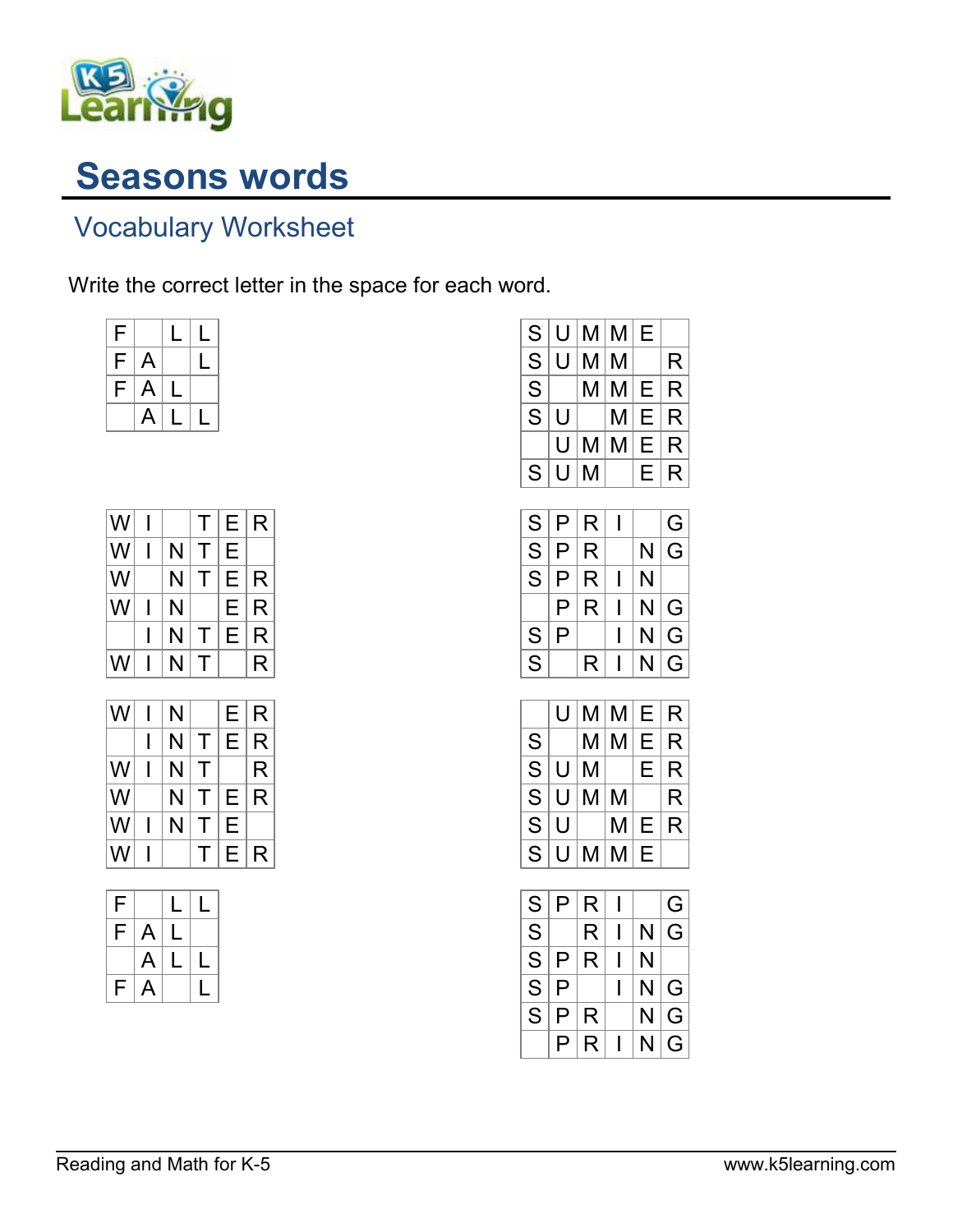# Seasons words

## Vocabulary Worksheet

Write the correct letter in the space for each word.

| | | | |
|---|---|---|---|
| F | | L | L |
| F | A | | L |
| F | A | L | |
| | A | L | L |

| | | | | | |
|---|---|---|---|---|---|
| S | U | M | M | E | |
| S | U | M | M | | R |
| S | | M | M | E | R |
| S | U | | M | E | R |
| | U | M | M | E | R |
| S | U | M | | E | R |

| | | | | | |
|---|---|---|---|---|---|
| W | I | | T | E | R |
| W | I | N | T | E | |
| W | | N | T | E | R |
| W | I | N | | E | R |
| | I | N | T | E | R |
| W | I | N | T | | R |

| | | | | | |
|---|---|---|---|---|---|
| S | P | R | I | | G |
| S | P | R | | N | G |
| S | P | R | I | N | |
| | P | R | I | N | G |
| S | P | | I | N | G |
| S | | R | I | N | G |

| | | | | | |
|---|---|---|---|---|---|
| W | I | N | | E | R |
| | I | N | T | E | R |
| W | I | N | T | | R |
| W | | N | T | E | R |
| W | I | N | T | E | |
| W | I | | T | E | R |

| | | | | | |
|---|---|---|---|---|---|
| | U | M | M | E | R |
| S | | M | M | E | R |
| S | U | M | | E | R |
| S | U | M | M | | R |
| S | U | | M | E | R |
| S | U | M | M | E | |

| | | | |
|---|---|---|---|
| F | | L | L |
| F | A | L | |
| | A | L | L |
| F | A | | L |

| | | | | | |
|---|---|---|---|---|---|
| S | P | R | I | | G |
| S | | R | I | N | G |
| S | P | R | I | N | |
| S | P | | I | N | G |
| S | P | R | | N | G |
| | P | R | I | N | G |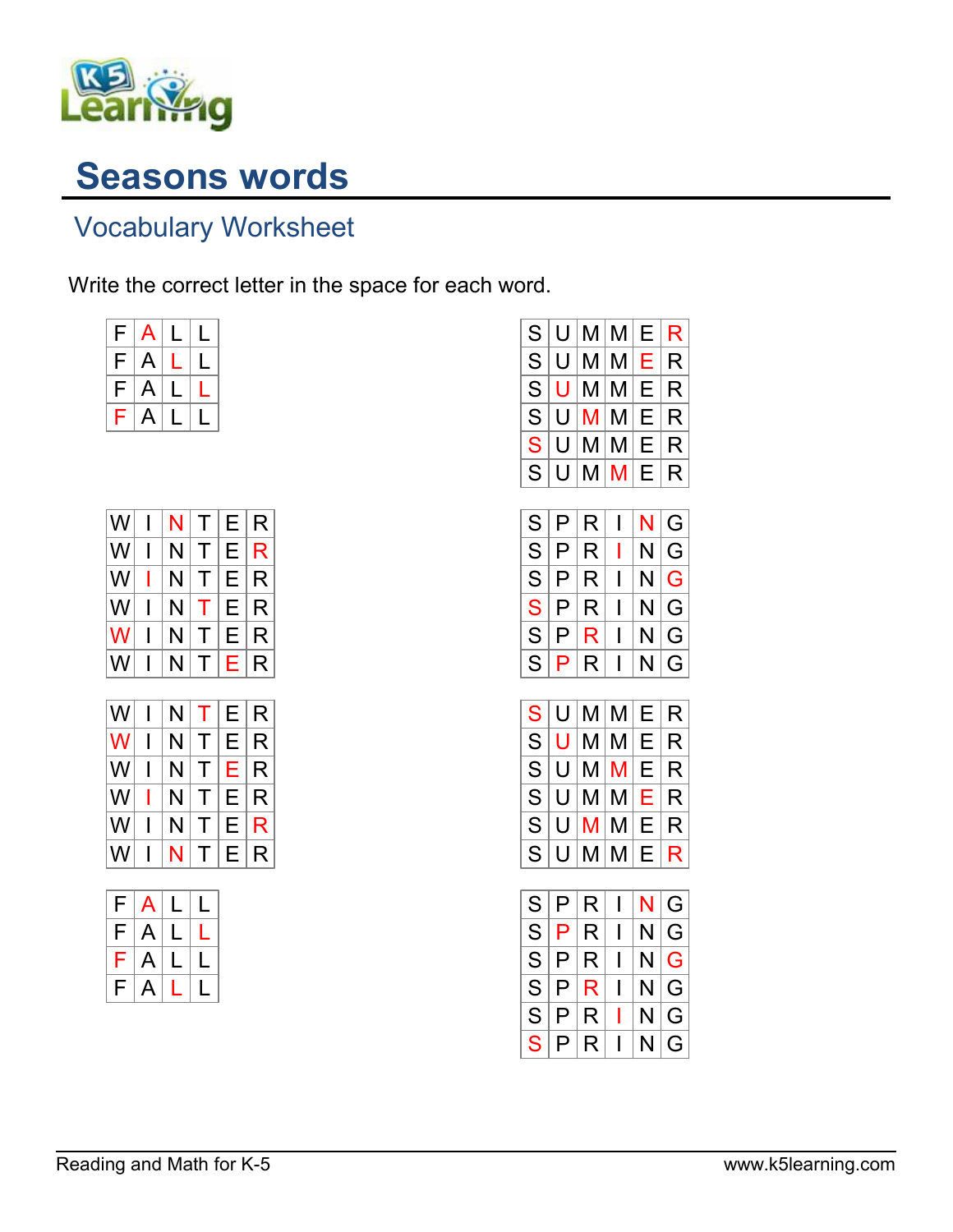# Seasons words

## Vocabulary Worksheet

Write the correct letter in the space for each word.

| | | | |
|---|---|---|---|
| F | A | L | L |
| F | A | L | L |
| F | A | L | L |
| F | A | L | L |

| | | | | | |
|---|---|---|---|---|---|
| S | U | M | M | E | R |
| S | U | M | M | E | R |
| S | U | M | M | E | R |
| S | U | M | M | E | R |
| S | U | M | M | E | R |
| S | U | M | M | E | R |

| | | | | | |
|---|---|---|---|---|---|
| W | I | N | T | E | R |
| W | I | N | T | E | R |
| W | I | N | T | E | R |
| W | I | N | T | E | R |
| W | I | N | T | E | R |
| W | I | N | T | E | R |

| | | | | | |
|---|---|---|---|---|---|
| S | P | R | I | N | G |
| S | P | R | I | N | G |
| S | P | R | I | N | G |
| S | P | R | I | N | G |
| S | P | R | I | N | G |
| S | P | R | I | N | G |

| | | | | | |
|---|---|---|---|---|---|
| W | I | N | T | E | R |
| W | I | N | T | E | R |
| W | I | N | T | E | R |
| W | I | N | T | E | R |
| W | I | N | T | E | R |
| W | I | N | T | E | R |

| | | | | | |
|---|---|---|---|---|---|
| S | U | M | M | E | R |
| S | U | M | M | E | R |
| S | U | M | M | E | R |
| S | U | M | M | E | R |
| S | U | M | M | E | R |
| S | U | M | M | E | R |

| | | | |
|---|---|---|---|
| F | A | L | L |
| F | A | L | L |
| F | A | L | L |
| F | A | L | L |

| | | | | | |
|---|---|---|---|---|---|
| S | P | R | I | N | G |
| S | P | R | I | N | G |
| S | P | R | I | N | G |
| S | P | R | I | N | G |
| S | P | R | I | N | G |
| S | P | R | I | N | G |